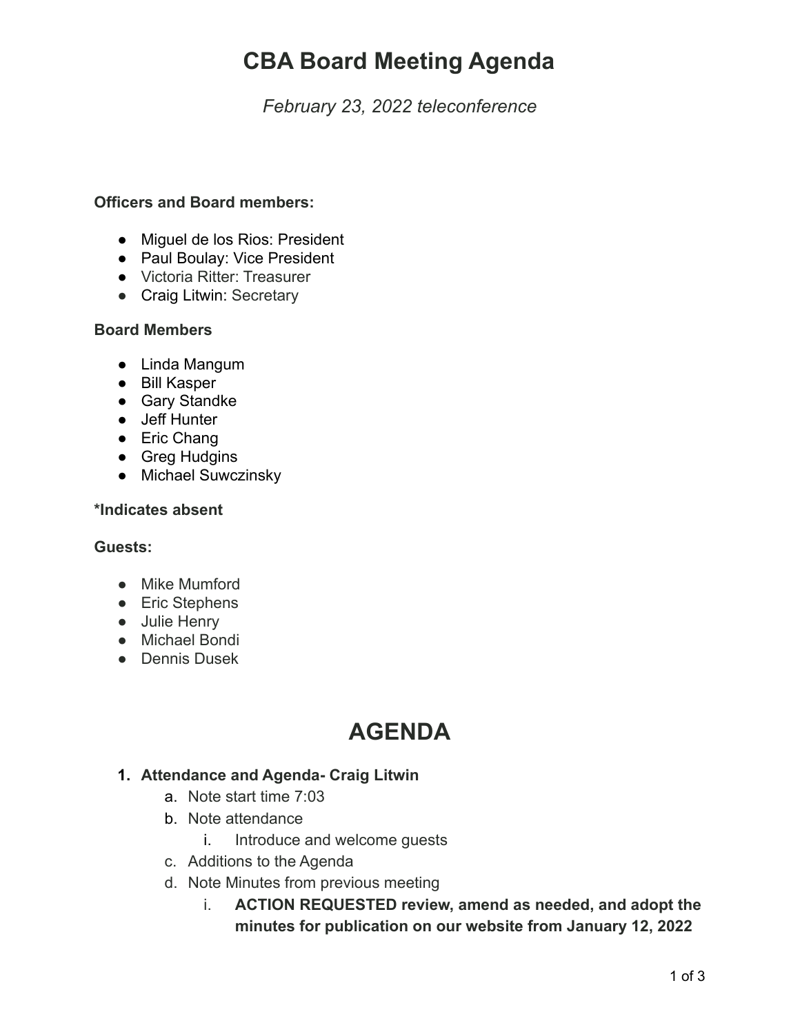# CBA Board Meeting Agenda

*February 23, 2022 teleconference*

**Officers and Board members:**

- Miguel de los Rios: President
- Paul Boulay: Vice President
- Victoria Ritter: Treasurer
- Craig Litwin: Secretary

**Board Members**

- Linda Mangum
- Bill Kasper
- Gary Standke
- Jeff Hunter
- Eric Chang
- Greg Hudgins
- Michael Suwczinsky

**\*Indicates absent**

**Guests:**

- Mike Mumford
- Eric Stephens
- Julie Henry
- Michael Bondi
- Dennis Dusek

# AGENDA

1. **Attendance and Agenda- Craig Litwin**
   a. Note start time 7:03
   b. Note attendance
      i. Introduce and welcome guests
   c. Additions to the Agenda
   d. Note Minutes from previous meeting
      i. **ACTION REQUESTED review, amend as needed, and adopt the minutes for publication on our website from January 12, 2022**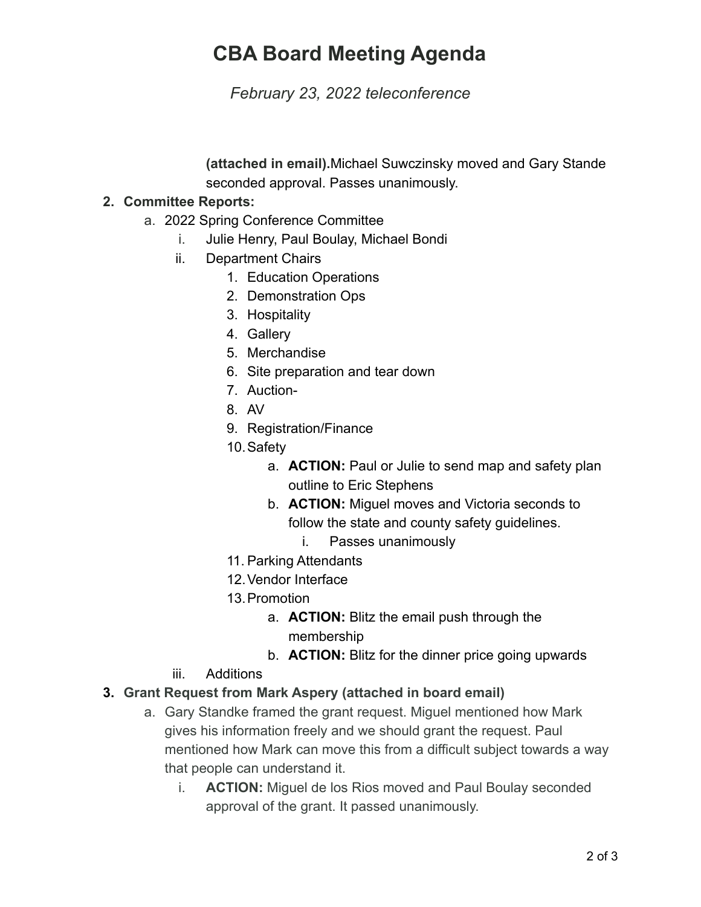# CBA Board Meeting Agenda

*February 23, 2022 teleconference*

**(attached in email).**Michael Suwczinsky moved and Gary Stande seconded approval. Passes unanimously.

2. **Committee Reports:**
   a. 2022 Spring Conference Committee
      i. Julie Henry, Paul Boulay, Michael Bondi
      ii. Department Chairs
         1. Education Operations
         2. Demonstration Ops
         3. Hospitality
         4. Gallery
         5. Merchandise
         6. Site preparation and tear down
         7. Auction-
         8. AV
         9. Registration/Finance
         10. Safety
             a. **ACTION:** Paul or Julie to send map and safety plan outline to Eric Stephens
             b. **ACTION:** Miguel moves and Victoria seconds to follow the state and county safety guidelines.
                i. Passes unanimously
         11. Parking Attendants
         12. Vendor Interface
         13. Promotion
             a. **ACTION:** Blitz the email push through the membership
             b. **ACTION:** Blitz for the dinner price going upwards
      iii. Additions
3. **Grant Request from Mark Aspery (attached in board email)**
   a. Gary Standke framed the grant request. Miguel mentioned how Mark gives his information freely and we should grant the request. Paul mentioned how Mark can move this from a difficult subject towards a way that people can understand it.
      i. **ACTION:** Miguel de los Rios moved and Paul Boulay seconded approval of the grant. It passed unanimously.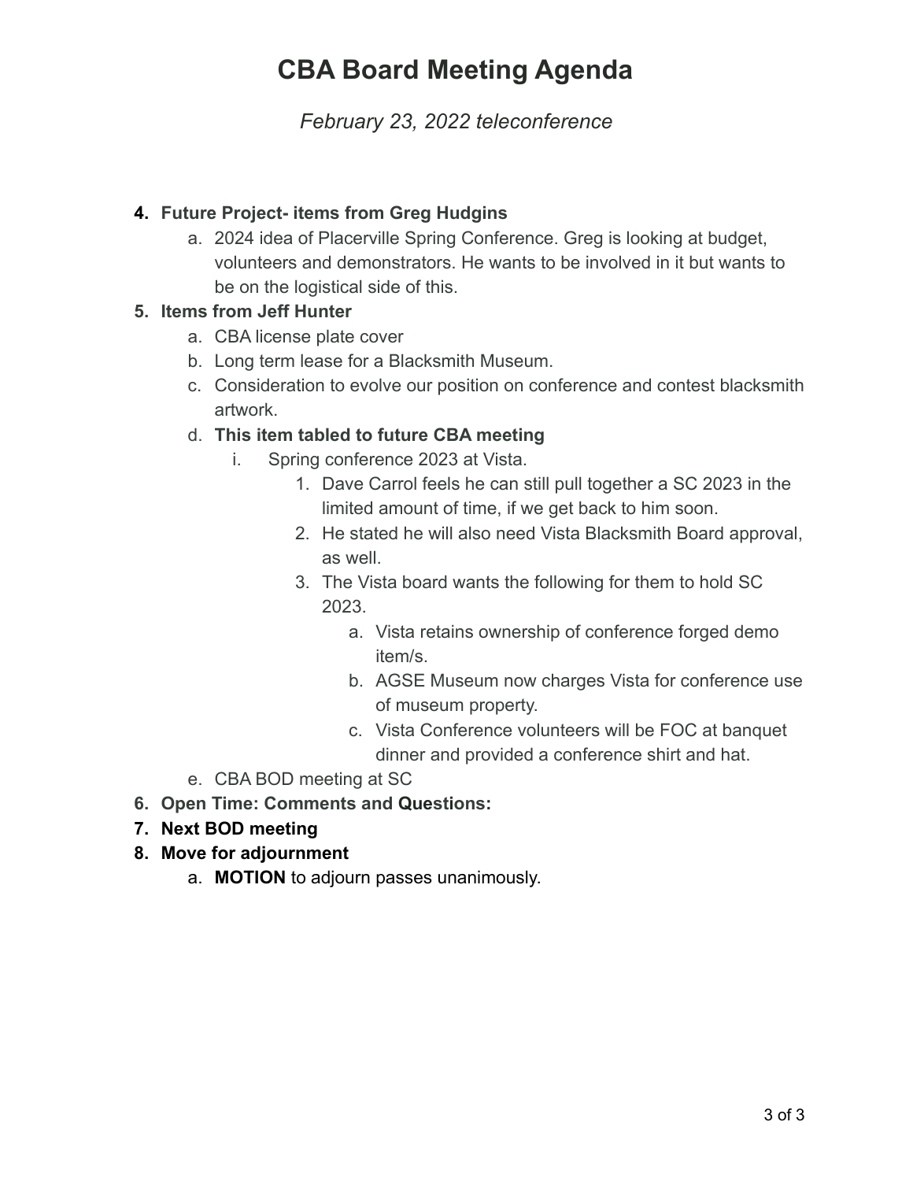# CBA Board Meeting Agenda

*February 23, 2022 teleconference*

4. **Future Project- items from Greg Hudgins**
    a. 2024 idea of Placerville Spring Conference. Greg is looking at budget, volunteers and demonstrators. He wants to be involved in it but wants to be on the logistical side of this.
5. **Items from Jeff Hunter**
    a. CBA license plate cover
    b. Long term lease for a Blacksmith Museum.
    c. Consideration to evolve our position on conference and contest blacksmith artwork.
    d. **This item tabled to future CBA meeting**
        i. Spring conference 2023 at Vista.
            1. Dave Carrol feels he can still pull together a SC 2023 in the limited amount of time, if we get back to him soon.
            2. He stated he will also need Vista Blacksmith Board approval, as well.
            3. The Vista board wants the following for them to hold SC 2023.
                a. Vista retains ownership of conference forged demo item/s.
                b. AGSE Museum now charges Vista for conference use of museum property.
                c. Vista Conference volunteers will be FOC at banquet dinner and provided a conference shirt and hat.
    e. CBA BOD meeting at SC
6. **Open Time: Comments and Questions:**
7. **Next BOD meeting**
8. **Move for adjournment**
    a. **MOTION** to adjourn passes unanimously.